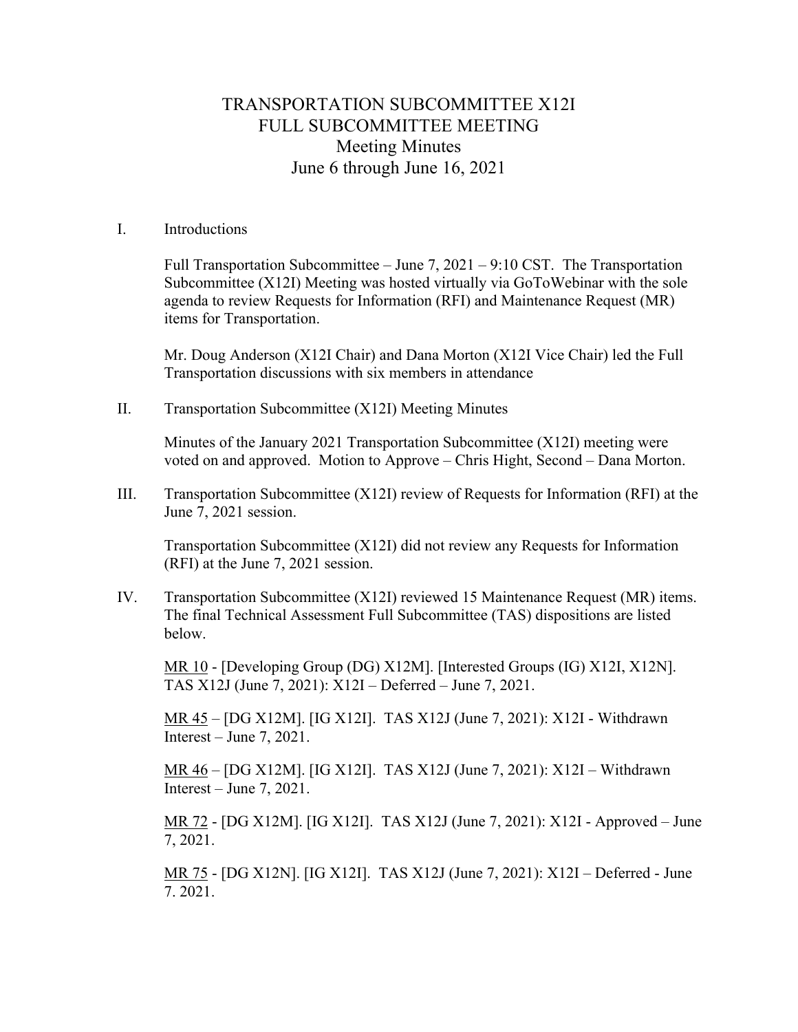# TRANSPORTATION SUBCOMMITTEE X12I
# FULL SUBCOMMITTEE MEETING
## Meeting Minutes
## June 6 through June 16, 2021

I. Introductions

Full Transportation Subcommittee – June 7, 2021 – 9:10 CST. The Transportation Subcommittee (X12I) Meeting was hosted virtually via GoToWebinar with the sole agenda to review Requests for Information (RFI) and Maintenance Request (MR) items for Transportation.

Mr. Doug Anderson (X12I Chair) and Dana Morton (X12I Vice Chair) led the Full Transportation discussions with six members in attendance

II. Transportation Subcommittee (X12I) Meeting Minutes

Minutes of the January 2021 Transportation Subcommittee (X12I) meeting were voted on and approved. Motion to Approve – Chris Hight, Second – Dana Morton.

III. Transportation Subcommittee (X12I) review of Requests for Information (RFI) at the June 7, 2021 session.

Transportation Subcommittee (X12I) did not review any Requests for Information (RFI) at the June 7, 2021 session.

IV. Transportation Subcommittee (X12I) reviewed 15 Maintenance Request (MR) items. The final Technical Assessment Full Subcommittee (TAS) dispositions are listed below.

<u>MR 10</u> - [Developing Group (DG) X12M]. [Interested Groups (IG) X12I, X12N]. TAS X12J (June 7, 2021): X12I – Deferred – June 7, 2021.

<u>MR 45</u> – [DG X12M]. [IG X12I]. TAS X12J (June 7, 2021): X12I - Withdrawn Interest – June 7, 2021.

<u>MR 46</u> – [DG X12M]. [IG X12I]. TAS X12J (June 7, 2021): X12I – Withdrawn Interest – June 7, 2021.

<u>MR 72</u> - [DG X12M]. [IG X12I]. TAS X12J (June 7, 2021): X12I - Approved – June 7, 2021.

<u>MR 75</u> - [DG X12N]. [IG X12I]. TAS X12J (June 7, 2021): X12I – Deferred - June 7. 2021.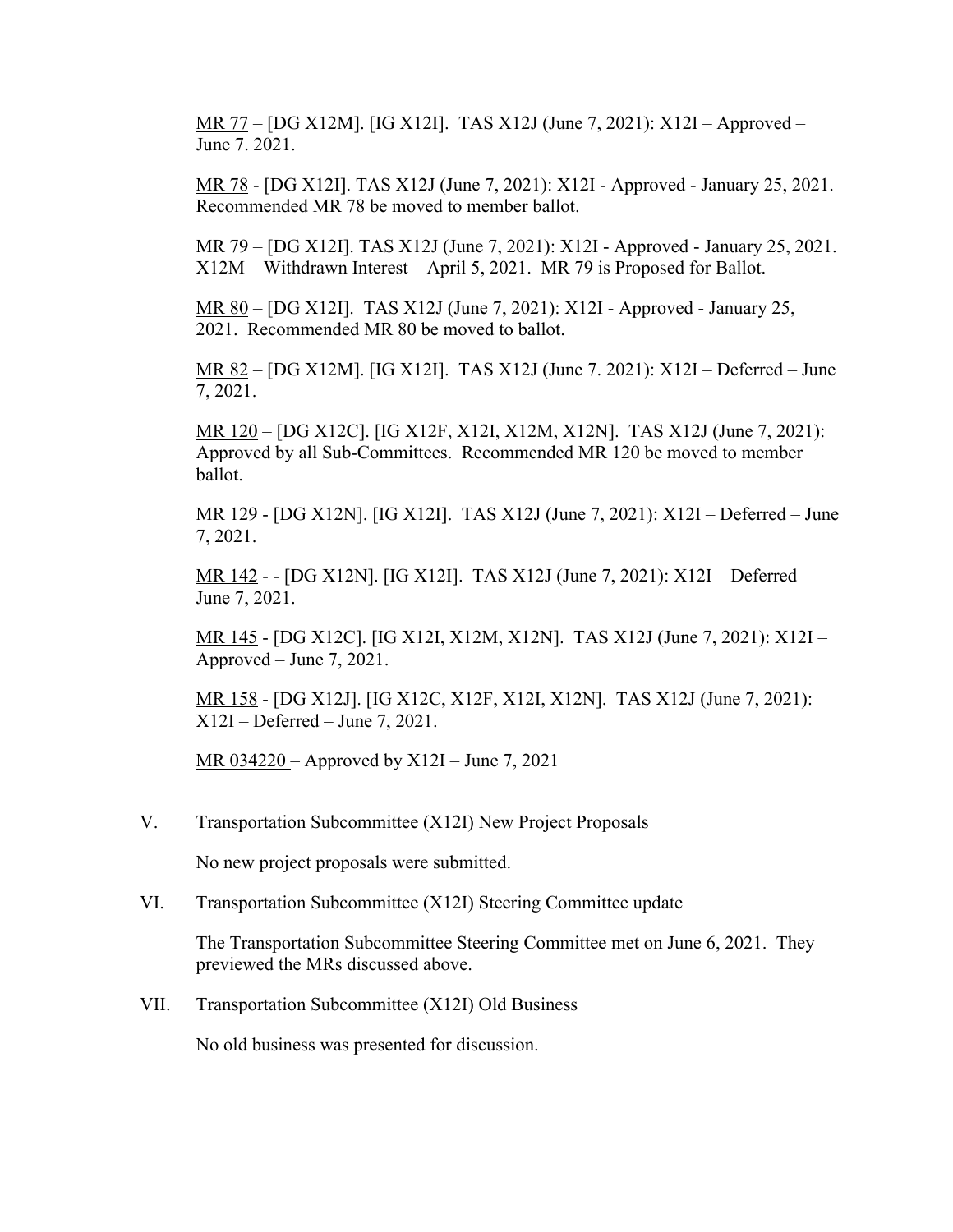MR 77 – [DG X12M]. [IG X12I]. TAS X12J (June 7, 2021): X12I – Approved – June 7. 2021.

MR 78 - [DG X12I]. TAS X12J (June 7, 2021): X12I - Approved - January 25, 2021. Recommended MR 78 be moved to member ballot.

MR 79 – [DG X12I]. TAS X12J (June 7, 2021): X12I - Approved - January 25, 2021. X12M – Withdrawn Interest – April 5, 2021. MR 79 is Proposed for Ballot.

MR 80 – [DG X12I]. TAS X12J (June 7, 2021): X12I - Approved - January 25, 2021. Recommended MR 80 be moved to ballot.

MR 82 – [DG X12M]. [IG X12I]. TAS X12J (June 7. 2021): X12I – Deferred – June 7, 2021.

MR 120 – [DG X12C]. [IG X12F, X12I, X12M, X12N]. TAS X12J (June 7, 2021): Approved by all Sub-Committees. Recommended MR 120 be moved to member ballot.

MR 129 - [DG X12N]. [IG X12I]. TAS X12J (June 7, 2021): X12I – Deferred – June 7, 2021.

MR 142 - - [DG X12N]. [IG X12I]. TAS X12J (June 7, 2021): X12I – Deferred – June 7, 2021.

MR 145 - [DG X12C]. [IG X12I, X12M, X12N]. TAS X12J (June 7, 2021): X12I – Approved – June 7, 2021.

MR 158 - [DG X12J]. [IG X12C, X12F, X12I, X12N]. TAS X12J (June 7, 2021): X12I – Deferred – June 7, 2021.

MR 034220 – Approved by X12I – June 7, 2021

V. Transportation Subcommittee (X12I) New Project Proposals

No new project proposals were submitted.

VI. Transportation Subcommittee (X12I) Steering Committee update

The Transportation Subcommittee Steering Committee met on June 6, 2021. They previewed the MRs discussed above.

VII. Transportation Subcommittee (X12I) Old Business

No old business was presented for discussion.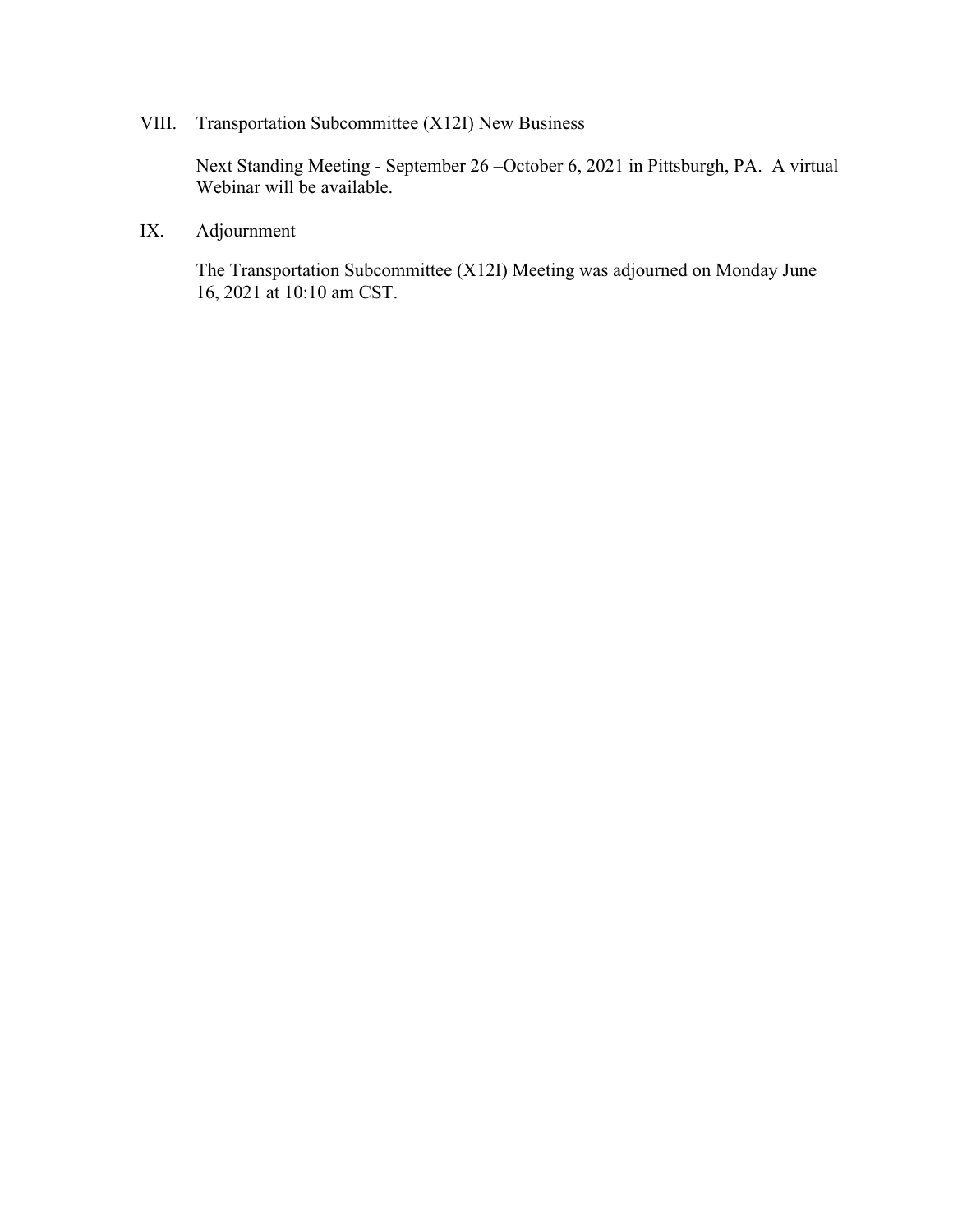## VIII. Transportation Subcommittee (X12I) New Business

Next Standing Meeting - September 26 –October 6, 2021 in Pittsburgh, PA. A virtual Webinar will be available.

## IX. Adjournment

The Transportation Subcommittee (X12I) Meeting was adjourned on Monday June 16, 2021 at 10:10 am CST.